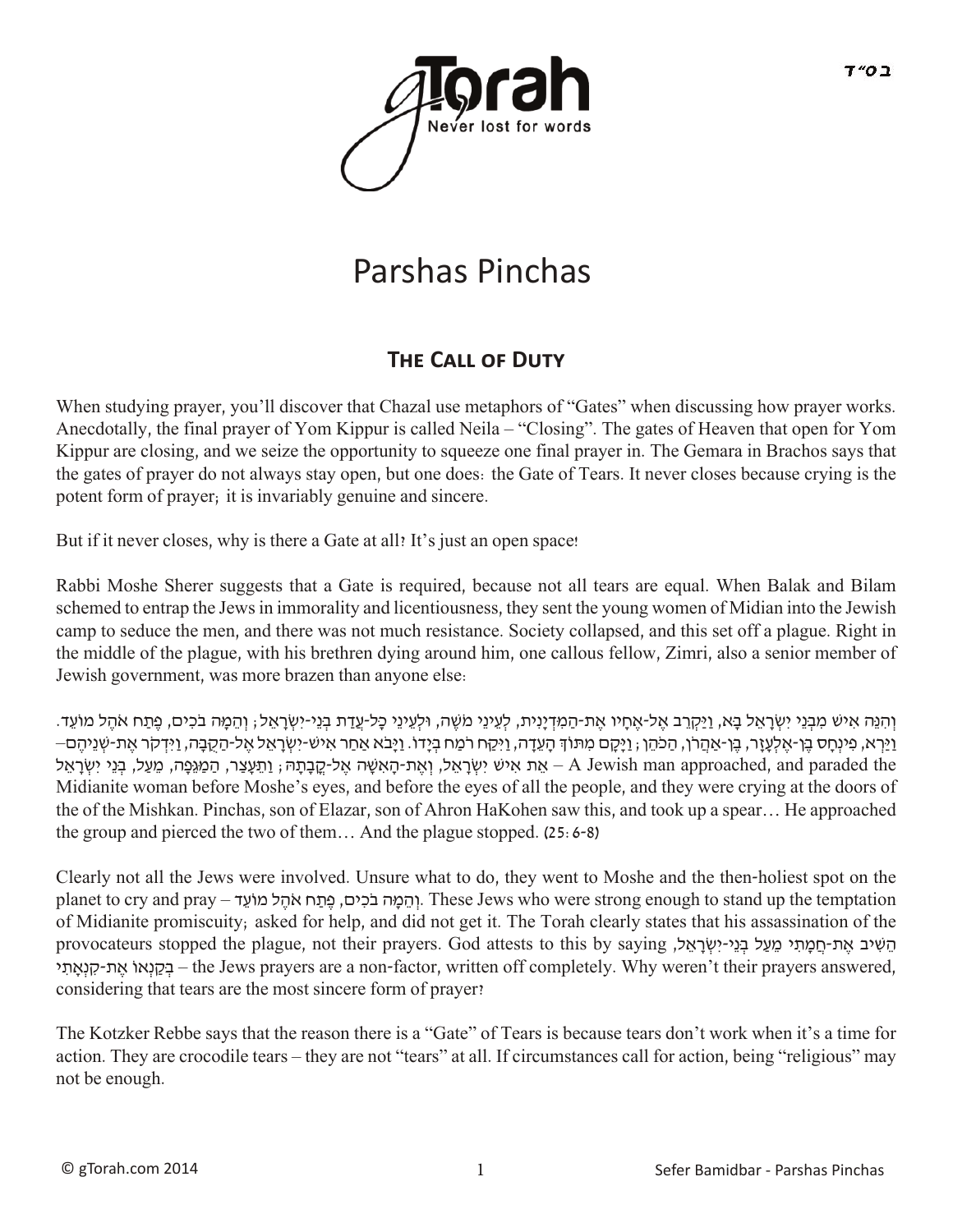# Parshas Pinchas

## The Call of Duty

When studying prayer, you'll discover that Chazal use metaphors of "Gates" when discussing how prayer works. Anecdotally, the final prayer of Yom Kippur is called Neila – "Closing". The gates of Heaven that open for Yom Kippur are closing, and we seize the opportunity to squeeze one final prayer in. The Gemara in Brachos says that the gates of prayer do not always stay open, but one does: the Gate of Tears. It never closes because crying is the potent form of prayer; it is invariably genuine and sincere.

But if it never closes, why is there a Gate at all? It's just an open space!

Rabbi Moshe Sherer suggests that a Gate is required, because not all tears are equal. When Balak and Bilam schemed to entrap the Jews in immorality and licentiousness, they sent the young women of Midian into the Jewish camp to seduce the men, and there was not much resistance. Society collapsed, and this set off a plague. Right in the middle of the plague, with his brethren dying around him, one callous fellow, Zimri, also a senior member of Jewish government, was more brazen than anyone else:

וְהִנֵּה אִישׁ מִבְּנֵי יִשְׂרָאֵל בָּא, וַיַּקְרֵב אֶל-אֶחָיו אֶת-הַמִּדְיָנִית, לְעֵינֵי מֹשֶׁה, וּלְעֵינֵי כָּל-עֲדַת בְּנֵי-יִשְׂרָאֵל; וְהֵמָּה בֹכִים, פֶּתַח אֹהֶל מוֹעֵד. וַיַּרְא, פִּינְחָס בֶּן-אֶלְעָזָר, בֶּן-אַהֲרֹן, הַכֹּהֵן; וַיָּקָם מִתּוֹךְ הָעֵדָה, וַיִּקַּח רֹמַח בְּיָדוֹ. וַיָּבֹא אַחַר אִישׁ-יִשְׂרָאֵל אֶל-הַקֻּבָּה, וַיִּדְקֹר אֶת-שְׁנֵיהֶם– אֵת אִישׁ יִשְׂרָאֵל, וְאֶת-הָאִשָּׁה אֶל-קֳבָתָהּ; וַתֵּעָצַר, הַמַּגֵּפָה, מֵעַל, בְּנֵי יִשְׂרָאֵל – A Jewish man approached, and paraded the Midianite woman before Moshe's eyes, and before the eyes of all the people, and they were crying at the doors of the of the Mishkan. Pinchas, son of Elazar, son of Ahron HaKohen saw this, and took up a spear… He approached the group and pierced the two of them… And the plague stopped. (25:6-8)

Clearly not all the Jews were involved. Unsure what to do, they went to Moshe and the then-holiest spot on the planet to cry and pray – וְהֵמָּה בֹכִים, פֶּתַח אֹהֶל מוֹעֵד. These Jews who were strong enough to stand up the temptation of Midianite promiscuity; asked for help, and did not get it. The Torah clearly states that his assassination of the provocateurs stopped the plague, not their prayers. God attests to this by saying הֵשִׁיב אֶת-חֲמָתִי מֵעַל בְּנֵי-יִשְׂרָאֵל, בְּקַנְאוֹ אֶת-קִנְאָתִי – the Jews prayers are a non-factor, written off completely. Why weren't their prayers answered, considering that tears are the most sincere form of prayer?

The Kotzker Rebbe says that the reason there is a "Gate" of Tears is because tears don't work when it's a time for action. They are crocodile tears – they are not "tears" at all. If circumstances call for action, being "religious" may not be enough.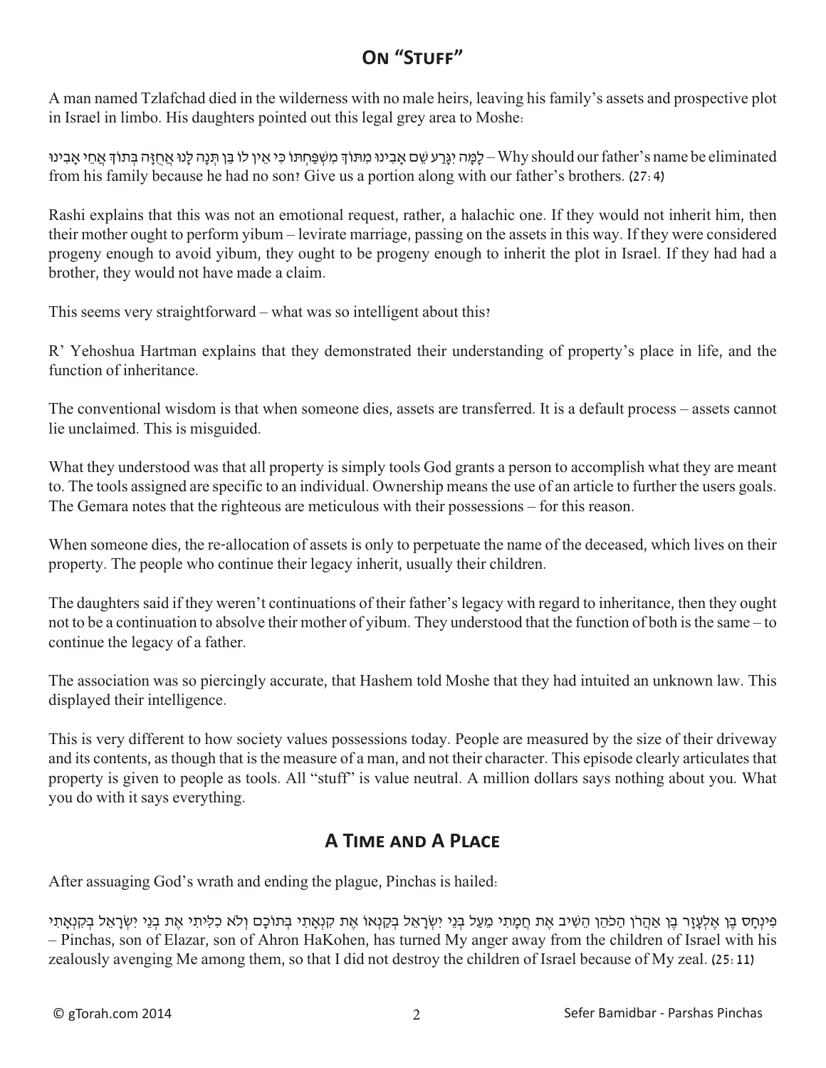## On "Stuff"

A man named Tzlafchad died in the wilderness with no male heirs, leaving his family's assets and prospective plot in Israel in limbo. His daughters pointed out this legal grey area to Moshe:

לָמָּה יִגָּרַע שֵׁם אָבִינוּ מִתּוֹךְ מִשְׁפַּחְתּוֹ כִּי אֵין לוֹ בֵּן תְּנָה לָּנוּ אֲחֻזָּה בְּתוֹךְ אֲחֵי אָבִינוּ – Why should our father's name be eliminated from his family because he had no son? Give us a portion along with our father's brothers. (27:4)

Rashi explains that this was not an emotional request, rather, a halachic one. If they would not inherit him, then their mother ought to perform yibum – levirate marriage, passing on the assets in this way. If they were considered progeny enough to avoid yibum, they ought to be progeny enough to inherit the plot in Israel. If they had had a brother, they would not have made a claim.

This seems very straightforward – what was so intelligent about this?

R' Yehoshua Hartman explains that they demonstrated their understanding of property's place in life, and the function of inheritance.

The conventional wisdom is that when someone dies, assets are transferred. It is a default process – assets cannot lie unclaimed. This is misguided.

What they understood was that all property is simply tools God grants a person to accomplish what they are meant to. The tools assigned are specific to an individual. Ownership means the use of an article to further the users goals. The Gemara notes that the righteous are meticulous with their possessions – for this reason.

When someone dies, the re-allocation of assets is only to perpetuate the name of the deceased, which lives on their property. The people who continue their legacy inherit, usually their children.

The daughters said if they weren't continuations of their father's legacy with regard to inheritance, then they ought not to be a continuation to absolve their mother of yibum. They understood that the function of both is the same – to continue the legacy of a father.

The association was so piercingly accurate, that Hashem told Moshe that they had intuited an unknown law. This displayed their intelligence.

This is very different to how society values possessions today. People are measured by the size of their driveway and its contents, as though that is the measure of a man, and not their character. This episode clearly articulates that property is given to people as tools. All "stuff" is value neutral. A million dollars says nothing about you. What you do with it says everything.

## A Time and A Place

After assuaging God's wrath and ending the plague, Pinchas is hailed:

פִּינְחָס בֶּן אֶלְעָזָר בֶּן אַהֲרֹן הַכֹּהֵן הֵשִׁיב אֶת חֲמָתִי מֵעַל בְּנֵי יִשְׂרָאֵל בְּקַנְאוֹ אֶת קִנְאָתִי בְּתוֹכָם וְלֹא כִלִּיתִי אֶת בְּנֵי יִשְׂרָאֵל בְּקִנְאָתִי – Pinchas, son of Elazar, son of Ahron HaKohen, has turned My anger away from the children of Israel with his zealously avenging Me among them, so that I did not destroy the children of Israel because of My zeal. (25:11)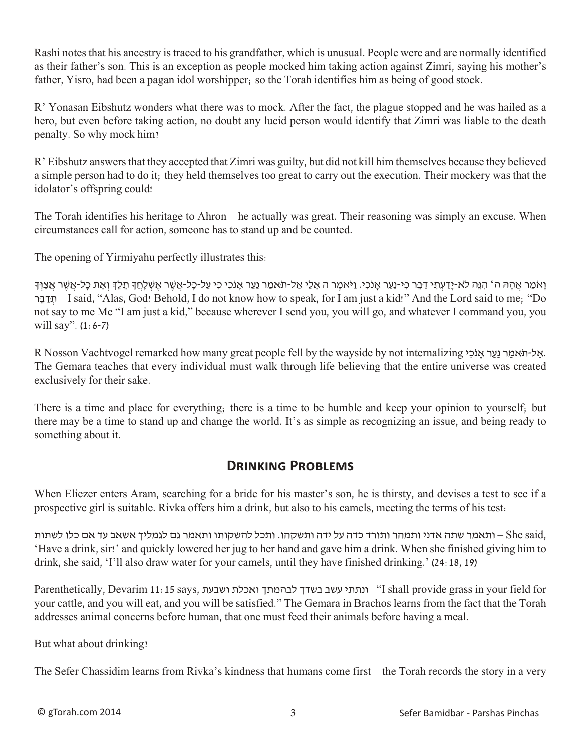Rashi notes that his ancestry is traced to his grandfather, which is unusual. People were and are normally identified as their father's son. This is an exception as people mocked him taking action against Zimri, saying his mother's father, Yisro, had been a pagan idol worshipper; so the Torah identifies him as being of good stock.

R' Yonasan Eibshutz wonders what there was to mock. After the fact, the plague stopped and he was hailed as a hero, but even before taking action, no doubt any lucid person would identify that Zimri was liable to the death penalty. So why mock him?

R' Eibshutz answers that they accepted that Zimri was guilty, but did not kill him themselves because they believed a simple person had to do it; they held themselves too great to carry out the execution. Their mockery was that the idolator's offspring could!

The Torah identifies his heritage to Ahron – he actually was great. Their reasoning was simply an excuse. When circumstances call for action, someone has to stand up and be counted.

The opening of Yirmiyahu perfectly illustrates this:

וָאֹמַר אֲהָהּ ה' הִנֵּה לֹא-יָדַעְתִּי דַּבֵּר כִּי-נַעַר אָנֹכִי. וַיֹּאמֶר ה אֵלַי אַל-תֹּאמַר נַעַר אָנֹכִי כִּי עַל-כָּל-אֲשֶׁר אֶשְׁלָחֲךָ תֵּלֵךְ וְאֵת כָּל-אֲשֶׁר אֲצַוְּךָ תְּדַבֵּר – I said, "Alas, God! Behold, I do not know how to speak, for I am just a kid!" And the Lord said to me; "Do not say to me Me "I am just a kid," because wherever I send you, you will go, and whatever I command you, you will say". (1:6-7)

R Nosson Vachtvogel remarked how many great people fell by the wayside by not internalizing אַל-תֹּאמַר נַעַר אָנֹכִי. The Gemara teaches that every individual must walk through life believing that the entire universe was created exclusively for their sake.

There is a time and place for everything; there is a time to be humble and keep your opinion to yourself; but there may be a time to stand up and change the world. It's as simple as recognizing an issue, and being ready to something about it.

## Drinking Problems

When Eliezer enters Aram, searching for a bride for his master's son, he is thirsty, and devises a test to see if a prospective girl is suitable. Rivka offers him a drink, but also to his camels, meeting the terms of his test:

ותאמר שתה אדני ותמהר ותורד כדה על ידה ותשקהו. ותכל להשקותו ותאמר גם לגמליך אשאב עד אם כלו לשתות – She said, 'Have a drink, sir!' and quickly lowered her jug to her hand and gave him a drink. When she finished giving him to drink, she said, 'I'll also draw water for your camels, until they have finished drinking.' (24:18, 19)

Parenthetically, Devarim 11:15 says, ונתתי עשב בשדך לבהמתך ואכלת ושבעת – "I shall provide grass in your field for your cattle, and you will eat, and you will be satisfied." The Gemara in Brachos learns from the fact that the Torah addresses animal concerns before human, that one must feed their animals before having a meal.

But what about drinking?

The Sefer Chassidim learns from Rivka's kindness that humans come first – the Torah records the story in a very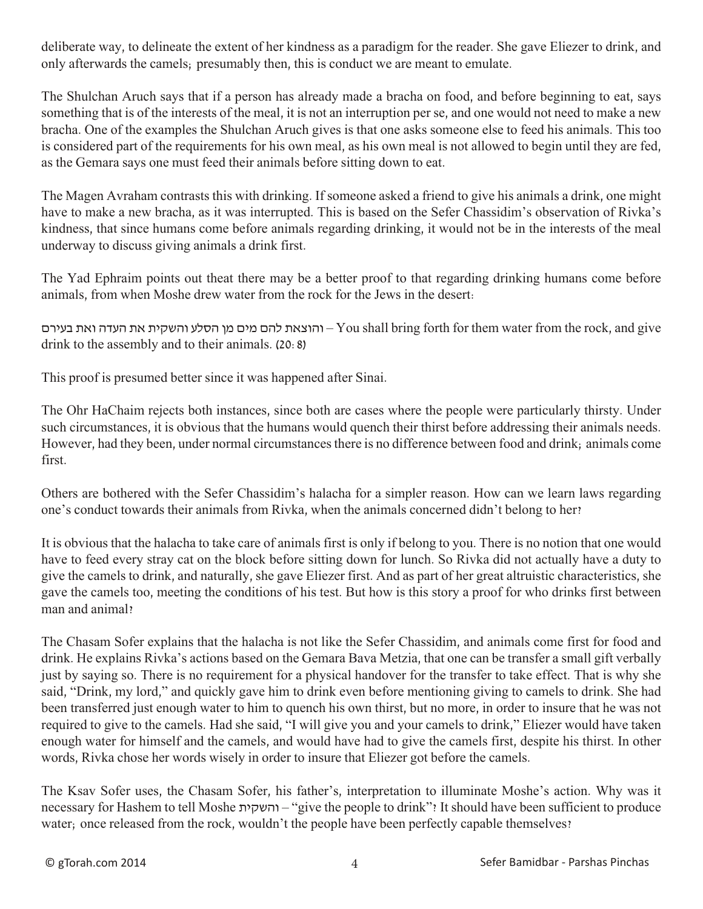deliberate way, to delineate the extent of her kindness as a paradigm for the reader. She gave Eliezer to drink, and only afterwards the camels; presumably then, this is conduct we are meant to emulate.

The Shulchan Aruch says that if a person has already made a bracha on food, and before beginning to eat, says something that is of the interests of the meal, it is not an interruption per se, and one would not need to make a new bracha. One of the examples the Shulchan Aruch gives is that one asks someone else to feed his animals. This too is considered part of the requirements for his own meal, as his own meal is not allowed to begin until they are fed, as the Gemara says one must feed their animals before sitting down to eat.

The Magen Avraham contrasts this with drinking. If someone asked a friend to give his animals a drink, one might have to make a new bracha, as it was interrupted. This is based on the Sefer Chassidim's observation of Rivka's kindness, that since humans come before animals regarding drinking, it would not be in the interests of the meal underway to discuss giving animals a drink first.

The Yad Ephraim points out theat there may be a better proof to that regarding drinking humans come before animals, from when Moshe drew water from the rock for the Jews in the desert:

והוצאת להם מים מן הסלע והשקית את העדה ואת בעירם – You shall bring forth for them water from the rock, and give drink to the assembly and to their animals. (20:8)

This proof is presumed better since it was happened after Sinai.

The Ohr HaChaim rejects both instances, since both are cases where the people were particularly thirsty. Under such circumstances, it is obvious that the humans would quench their thirst before addressing their animals needs. However, had they been, under normal circumstances there is no difference between food and drink; animals come first.

Others are bothered with the Sefer Chassidim's halacha for a simpler reason. How can we learn laws regarding one's conduct towards their animals from Rivka, when the animals concerned didn't belong to her?

It is obvious that the halacha to take care of animals first is only if belong to you. There is no notion that one would have to feed every stray cat on the block before sitting down for lunch. So Rivka did not actually have a duty to give the camels to drink, and naturally, she gave Eliezer first. And as part of her great altruistic characteristics, she gave the camels too, meeting the conditions of his test. But how is this story a proof for who drinks first between man and animal?

The Chasam Sofer explains that the halacha is not like the Sefer Chassidim, and animals come first for food and drink. He explains Rivka's actions based on the Gemara Bava Metzia, that one can be transfer a small gift verbally just by saying so. There is no requirement for a physical handover for the transfer to take effect. That is why she said, "Drink, my lord," and quickly gave him to drink even before mentioning giving to camels to drink. She had been transferred just enough water to him to quench his own thirst, but no more, in order to insure that he was not required to give to the camels. Had she said, "I will give you and your camels to drink," Eliezer would have taken enough water for himself and the camels, and would have had to give the camels first, despite his thirst. In other words, Rivka chose her words wisely in order to insure that Eliezer got before the camels.

The Ksav Sofer uses, the Chasam Sofer, his father's, interpretation to illuminate Moshe's action. Why was it necessary for Hashem to tell Moshe והשקית – "give the people to drink"? It should have been sufficient to produce water; once released from the rock, wouldn't the people have been perfectly capable themselves?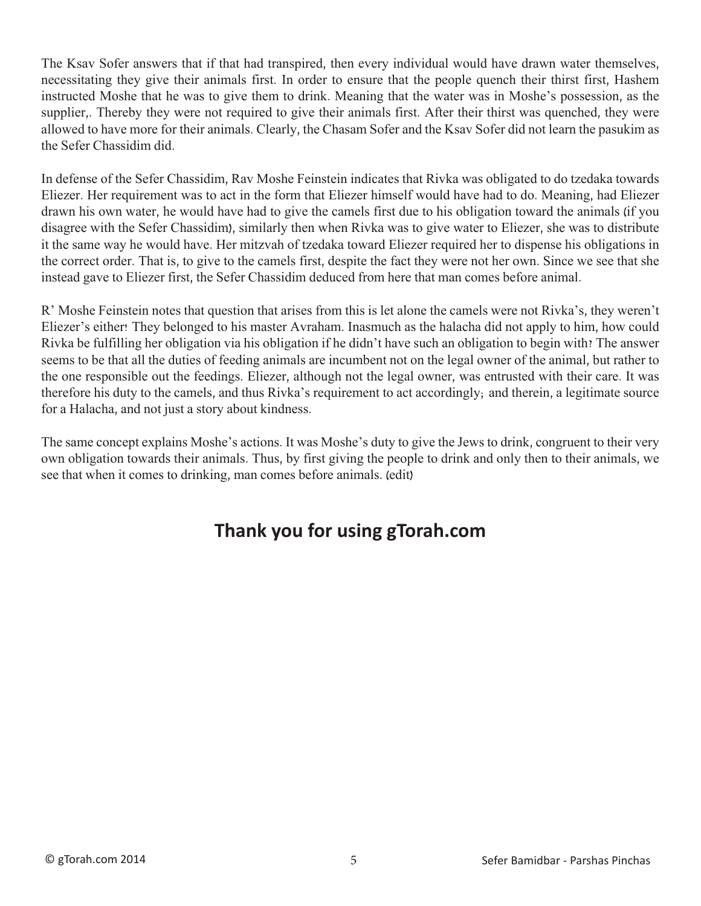The Ksav Sofer answers that if that had transpired, then every individual would have drawn water themselves, necessitating they give their animals first. In order to ensure that the people quench their thirst first, Hashem instructed Moshe that he was to give them to drink. Meaning that the water was in Moshe's possession, as the supplier,. Thereby they were not required to give their animals first. After their thirst was quenched, they were allowed to have more for their animals. Clearly, the Chasam Sofer and the Ksav Sofer did not learn the pasukim as the Sefer Chassidim did.

In defense of the Sefer Chassidim, Rav Moshe Feinstein indicates that Rivka was obligated to do tzedaka towards Eliezer. Her requirement was to act in the form that Eliezer himself would have had to do. Meaning, had Eliezer drawn his own water, he would have had to give the camels first due to his obligation toward the animals (if you disagree with the Sefer Chassidim), similarly then when Rivka was to give water to Eliezer, she was to distribute it the same way he would have. Her mitzvah of tzedaka toward Eliezer required her to dispense his obligations in the correct order. That is, to give to the camels first, despite the fact they were not her own. Since we see that she instead gave to Eliezer first, the Sefer Chassidim deduced from here that man comes before animal.

R' Moshe Feinstein notes that question that arises from this is let alone the camels were not Rivka's, they weren't Eliezer's either! They belonged to his master Avraham. Inasmuch as the halacha did not apply to him, how could Rivka be fulfilling her obligation via his obligation if he didn't have such an obligation to begin with? The answer seems to be that all the duties of feeding animals are incumbent not on the legal owner of the animal, but rather to the one responsible out the feedings. Eliezer, although not the legal owner, was entrusted with their care. It was therefore his duty to the camels, and thus Rivka's requirement to act accordingly; and therein, a legitimate source for a Halacha, and not just a story about kindness.

The same concept explains Moshe's actions. It was Moshe's duty to give the Jews to drink, congruent to their very own obligation towards their animals. Thus, by first giving the people to drink and only then to their animals, we see that when it comes to drinking, man comes before animals. (edit)

## Thank you for using gTorah.com